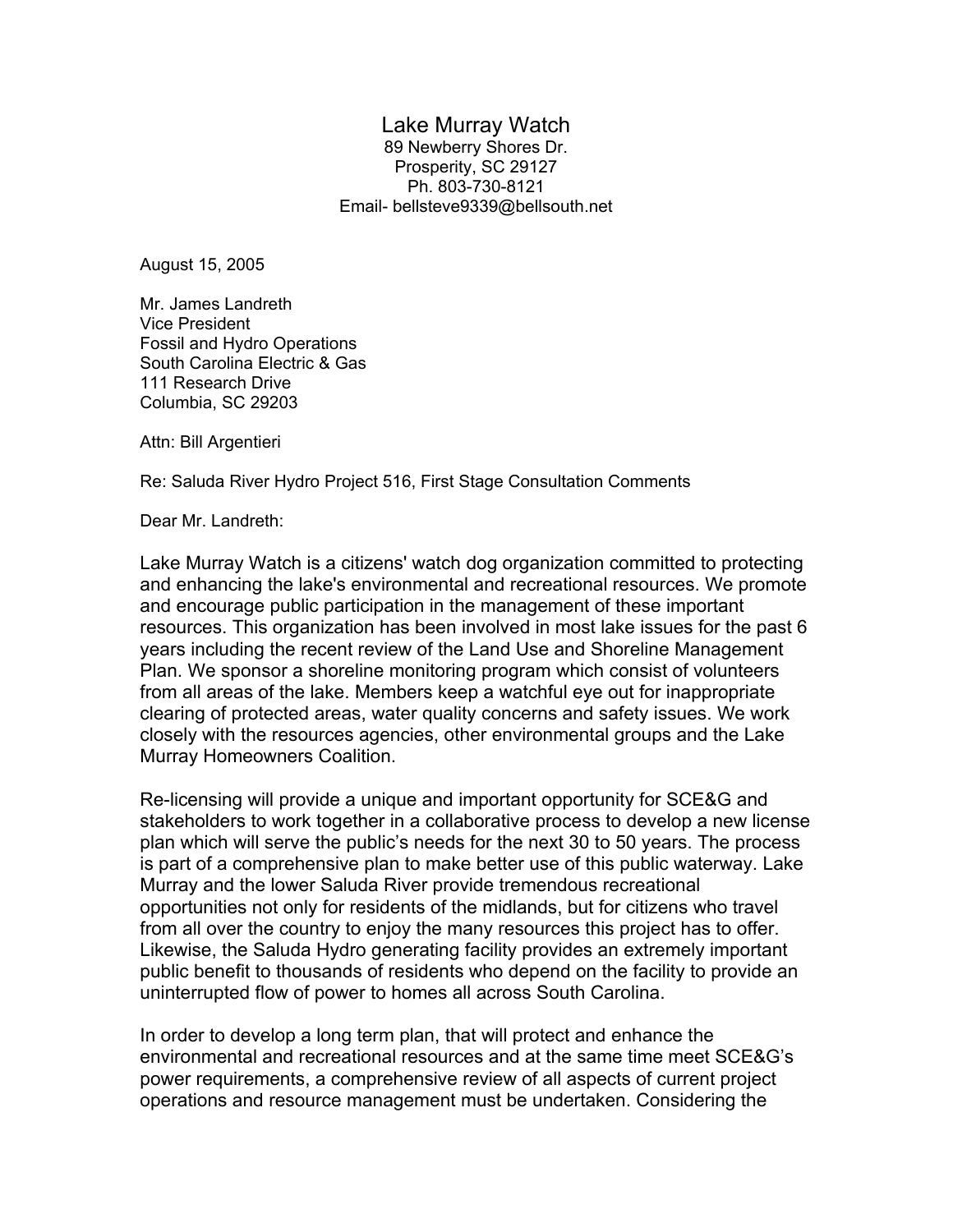# Lake Murray Watch

89 Newberry Shores Dr.
Prosperity, SC 29127
Ph. 803-730-8121
Email- bellsteve9339@bellsouth.net

August 15, 2005

Mr. James Landreth
Vice President
Fossil and Hydro Operations
South Carolina Electric & Gas
111 Research Drive
Columbia, SC 29203

Attn: Bill Argentieri

Re: Saluda River Hydro Project 516, First Stage Consultation Comments

Dear Mr. Landreth:

Lake Murray Watch is a citizens' watch dog organization committed to protecting and enhancing the lake's environmental and recreational resources. We promote and encourage public participation in the management of these important resources. This organization has been involved in most lake issues for the past 6 years including the recent review of the Land Use and Shoreline Management Plan. We sponsor a shoreline monitoring program which consist of volunteers from all areas of the lake. Members keep a watchful eye out for inappropriate clearing of protected areas, water quality concerns and safety issues. We work closely with the resources agencies, other environmental groups and the Lake Murray Homeowners Coalition.

Re-licensing will provide a unique and important opportunity for SCE&G and stakeholders to work together in a collaborative process to develop a new license plan which will serve the public's needs for the next 30 to 50 years. The process is part of a comprehensive plan to make better use of this public waterway. Lake Murray and the lower Saluda River provide tremendous recreational opportunities not only for residents of the midlands, but for citizens who travel from all over the country to enjoy the many resources this project has to offer. Likewise, the Saluda Hydro generating facility provides an extremely important public benefit to thousands of residents who depend on the facility to provide an uninterrupted flow of power to homes all across South Carolina.

In order to develop a long term plan, that will protect and enhance the environmental and recreational resources and at the same time meet SCE&G's power requirements, a comprehensive review of all aspects of current project operations and resource management must be undertaken. Considering the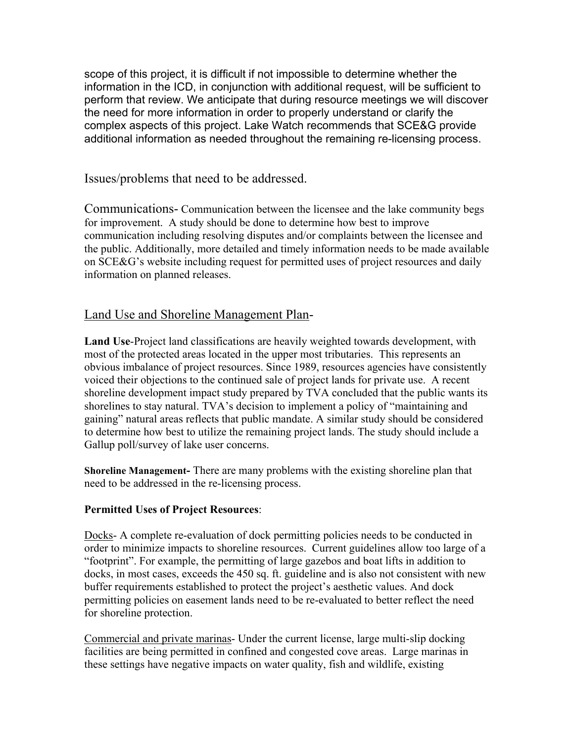scope of this project, it is difficult if not impossible to determine whether the information in the ICD, in conjunction with additional request, will be sufficient to perform that review. We anticipate that during resource meetings we will discover the need for more information in order to properly understand or clarify the complex aspects of this project. Lake Watch recommends that SCE&G provide additional information as needed throughout the remaining re-licensing process.

## Issues/problems that need to be addressed.

Communications- Communication between the licensee and the lake community begs for improvement. A study should be done to determine how best to improve communication including resolving disputes and/or complaints between the licensee and the public. Additionally, more detailed and timely information needs to be made available on SCE&G's website including request for permitted uses of project resources and daily information on planned releases.

## Land Use and Shoreline Management Plan-

**Land Use**-Project land classifications are heavily weighted towards development, with most of the protected areas located in the upper most tributaries. This represents an obvious imbalance of project resources. Since 1989, resources agencies have consistently voiced their objections to the continued sale of project lands for private use. A recent shoreline development impact study prepared by TVA concluded that the public wants its shorelines to stay natural. TVA's decision to implement a policy of "maintaining and gaining" natural areas reflects that public mandate. A similar study should be considered to determine how best to utilize the remaining project lands. The study should include a Gallup poll/survey of lake user concerns.

**Shoreline Management-** There are many problems with the existing shoreline plan that need to be addressed in the re-licensing process.

**Permitted Uses of Project Resources**:

Docks- A complete re-evaluation of dock permitting policies needs to be conducted in order to minimize impacts to shoreline resources. Current guidelines allow too large of a "footprint". For example, the permitting of large gazebos and boat lifts in addition to docks, in most cases, exceeds the 450 sq. ft. guideline and is also not consistent with new buffer requirements established to protect the project's aesthetic values. And dock permitting policies on easement lands need to be re-evaluated to better reflect the need for shoreline protection.

Commercial and private marinas- Under the current license, large multi-slip docking facilities are being permitted in confined and congested cove areas. Large marinas in these settings have negative impacts on water quality, fish and wildlife, existing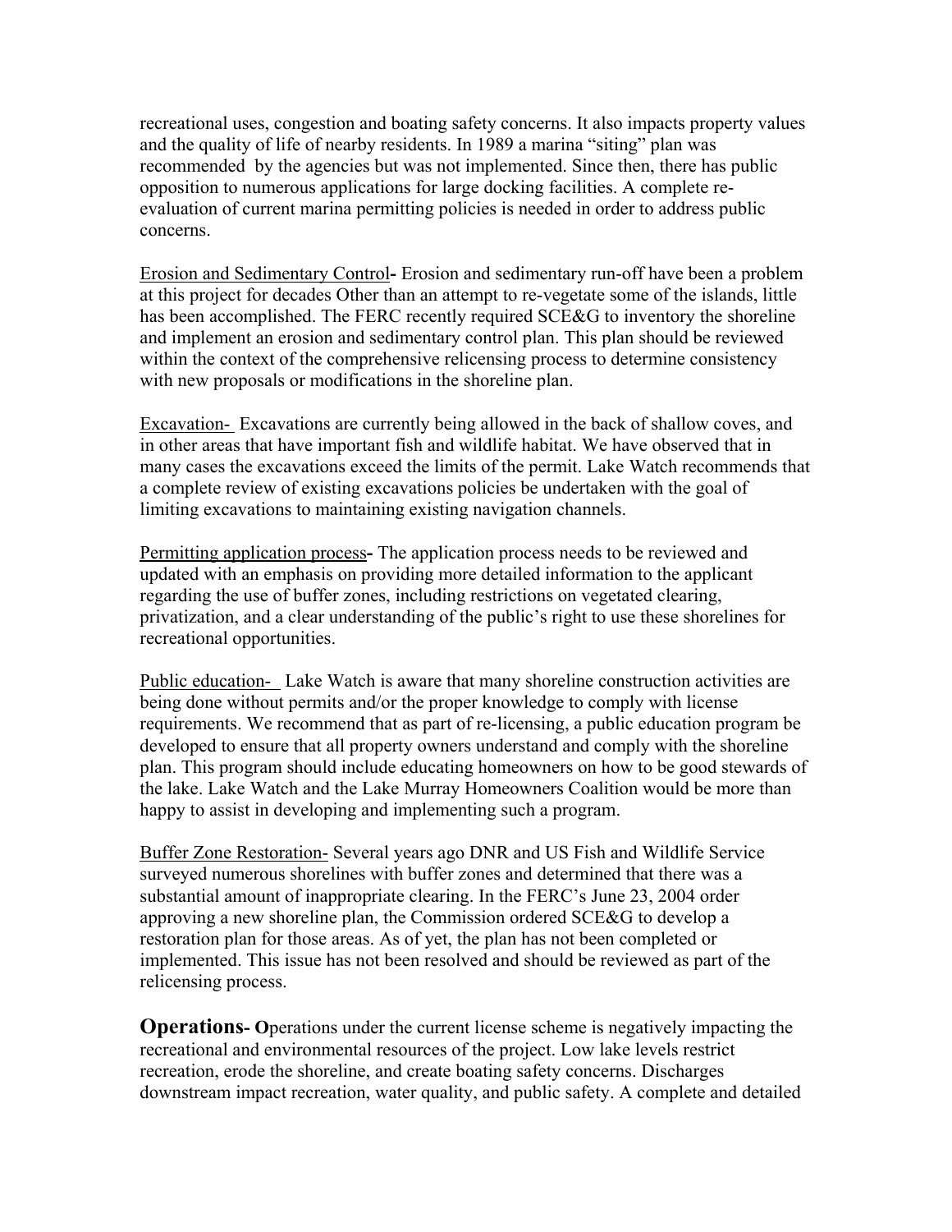recreational uses, congestion and boating safety concerns. It also impacts property values and the quality of life of nearby residents. In 1989 a marina "siting" plan was recommended by the agencies but was not implemented. Since then, there has public opposition to numerous applications for large docking facilities. A complete re-evaluation of current marina permitting policies is needed in order to address public concerns.

Erosion and Sedimentary Control**-** Erosion and sedimentary run-off have been a problem at this project for decades Other than an attempt to re-vegetate some of the islands, little has been accomplished. The FERC recently required SCE&G to inventory the shoreline and implement an erosion and sedimentary control plan. This plan should be reviewed within the context of the comprehensive relicensing process to determine consistency with new proposals or modifications in the shoreline plan.

Excavation- Excavations are currently being allowed in the back of shallow coves, and in other areas that have important fish and wildlife habitat. We have observed that in many cases the excavations exceed the limits of the permit. Lake Watch recommends that a complete review of existing excavations policies be undertaken with the goal of limiting excavations to maintaining existing navigation channels.

Permitting application process**-** The application process needs to be reviewed and updated with an emphasis on providing more detailed information to the applicant regarding the use of buffer zones, including restrictions on vegetated clearing, privatization, and a clear understanding of the public's right to use these shorelines for recreational opportunities.

Public education- Lake Watch is aware that many shoreline construction activities are being done without permits and/or the proper knowledge to comply with license requirements. We recommend that as part of re-licensing, a public education program be developed to ensure that all property owners understand and comply with the shoreline plan. This program should include educating homeowners on how to be good stewards of the lake. Lake Watch and the Lake Murray Homeowners Coalition would be more than happy to assist in developing and implementing such a program.

Buffer Zone Restoration- Several years ago DNR and US Fish and Wildlife Service surveyed numerous shorelines with buffer zones and determined that there was a substantial amount of inappropriate clearing. In the FERC's June 23, 2004 order approving a new shoreline plan, the Commission ordered SCE&G to develop a restoration plan for those areas. As of yet, the plan has not been completed or implemented. This issue has not been resolved and should be reviewed as part of the relicensing process.

**Operations- O**perations under the current license scheme is negatively impacting the recreational and environmental resources of the project. Low lake levels restrict recreation, erode the shoreline, and create boating safety concerns. Discharges downstream impact recreation, water quality, and public safety. A complete and detailed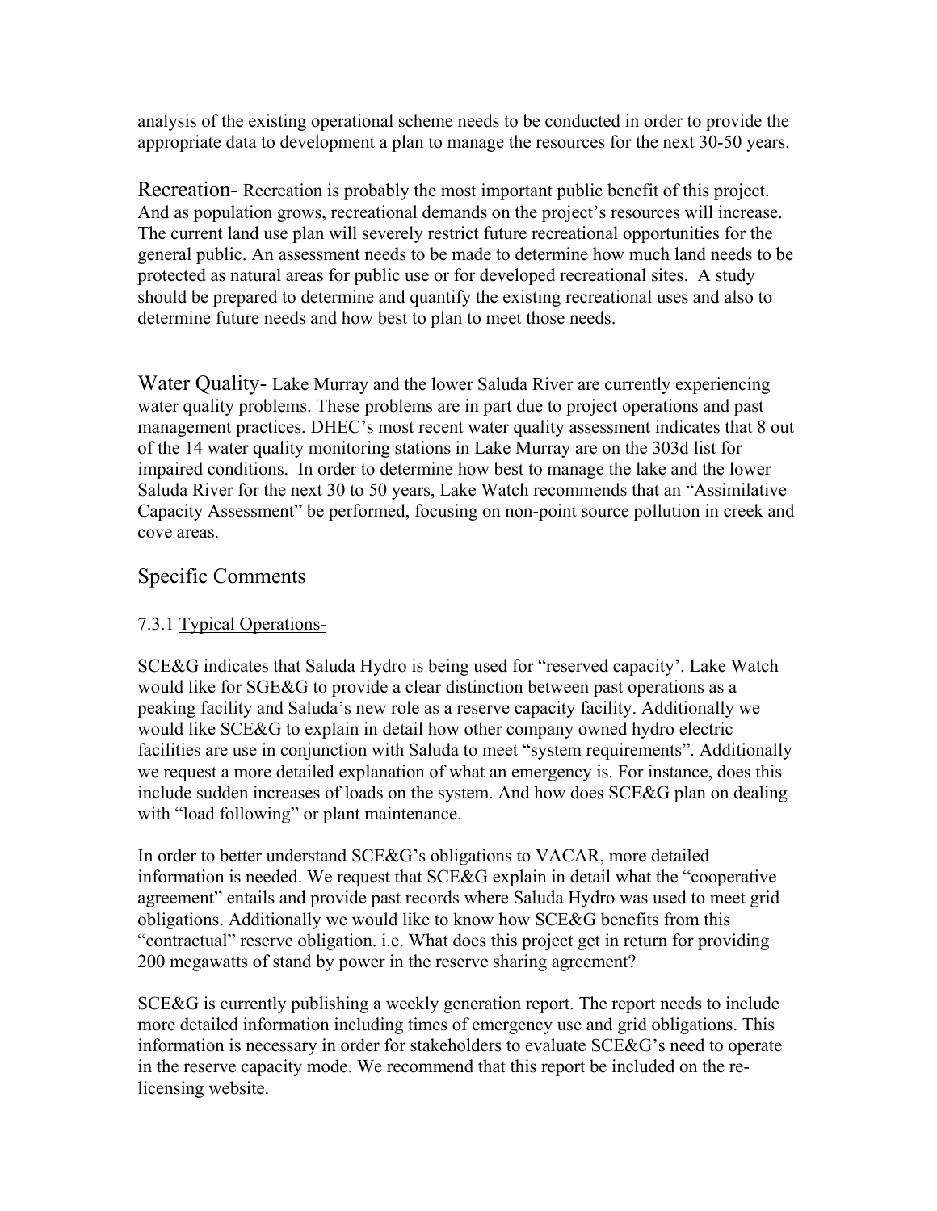analysis of the existing operational scheme needs to be conducted in order to provide the appropriate data to development a plan to manage the resources for the next 30-50 years.

Recreation- Recreation is probably the most important public benefit of this project. And as population grows, recreational demands on the project's resources will increase. The current land use plan will severely restrict future recreational opportunities for the general public. An assessment needs to be made to determine how much land needs to be protected as natural areas for public use or for developed recreational sites. A study should be prepared to determine and quantify the existing recreational uses and also to determine future needs and how best to plan to meet those needs.

Water Quality- Lake Murray and the lower Saluda River are currently experiencing water quality problems. These problems are in part due to project operations and past management practices. DHEC's most recent water quality assessment indicates that 8 out of the 14 water quality monitoring stations in Lake Murray are on the 303d list for impaired conditions. In order to determine how best to manage the lake and the lower Saluda River for the next 30 to 50 years, Lake Watch recommends that an "Assimilative Capacity Assessment" be performed, focusing on non-point source pollution in creek and cove areas.

## Specific Comments

### 7.3.1 Typical Operations-

SCE&G indicates that Saluda Hydro is being used for "reserved capacity'. Lake Watch would like for SGE&G to provide a clear distinction between past operations as a peaking facility and Saluda's new role as a reserve capacity facility. Additionally we would like SCE&G to explain in detail how other company owned hydro electric facilities are use in conjunction with Saluda to meet "system requirements". Additionally we request a more detailed explanation of what an emergency is. For instance, does this include sudden increases of loads on the system. And how does SCE&G plan on dealing with "load following" or plant maintenance.

In order to better understand SCE&G's obligations to VACAR, more detailed information is needed. We request that SCE&G explain in detail what the "cooperative agreement" entails and provide past records where Saluda Hydro was used to meet grid obligations. Additionally we would like to know how SCE&G benefits from this "contractual" reserve obligation. i.e. What does this project get in return for providing 200 megawatts of stand by power in the reserve sharing agreement?

SCE&G is currently publishing a weekly generation report. The report needs to include more detailed information including times of emergency use and grid obligations. This information is necessary in order for stakeholders to evaluate SCE&G's need to operate in the reserve capacity mode. We recommend that this report be included on the re-licensing website.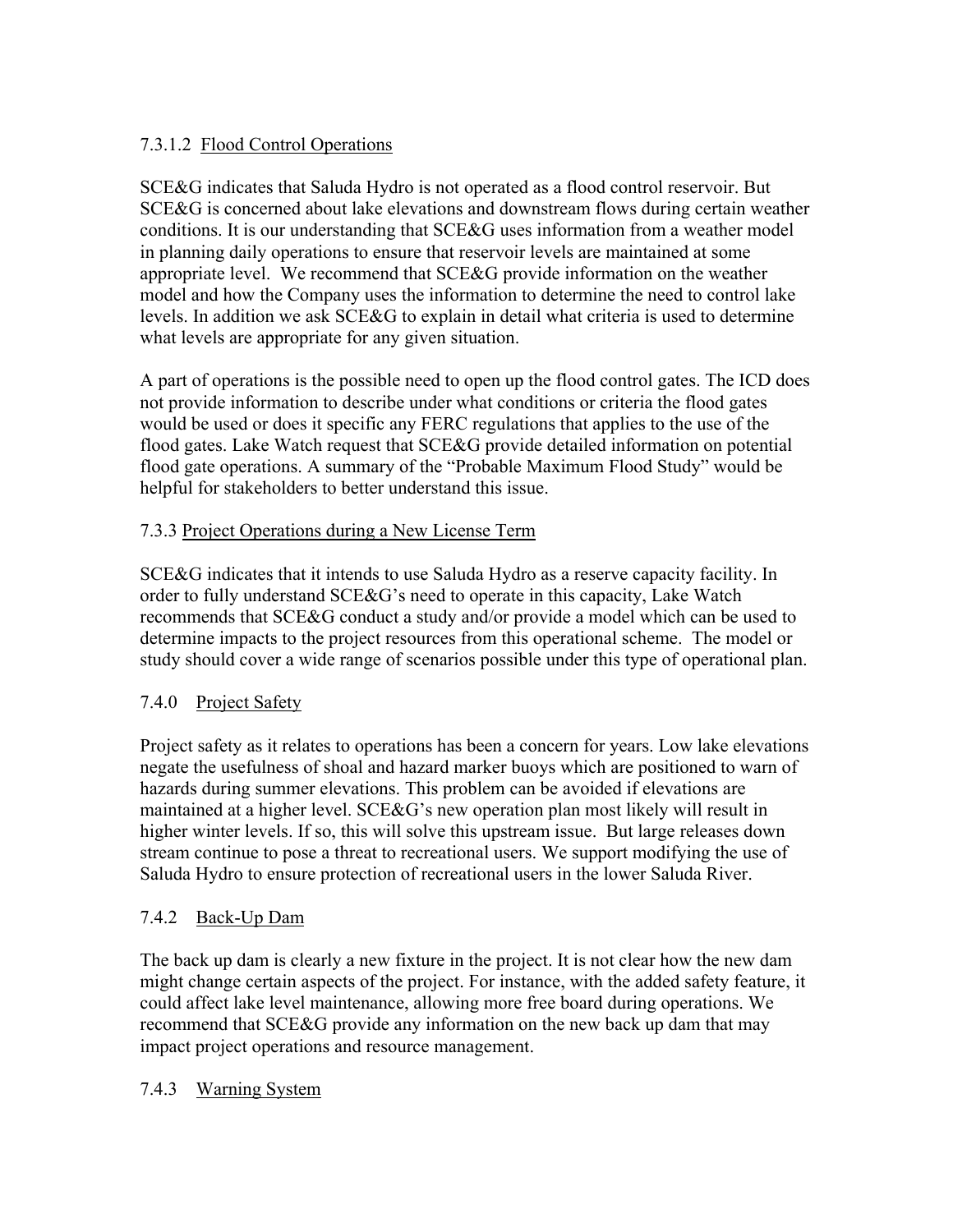#### 7.3.1.2 Flood Control Operations

SCE&G indicates that Saluda Hydro is not operated as a flood control reservoir. But SCE&G is concerned about lake elevations and downstream flows during certain weather conditions. It is our understanding that SCE&G uses information from a weather model in planning daily operations to ensure that reservoir levels are maintained at some appropriate level. We recommend that SCE&G provide information on the weather model and how the Company uses the information to determine the need to control lake levels. In addition we ask SCE&G to explain in detail what criteria is used to determine what levels are appropriate for any given situation.

A part of operations is the possible need to open up the flood control gates. The ICD does not provide information to describe under what conditions or criteria the flood gates would be used or does it specific any FERC regulations that applies to the use of the flood gates. Lake Watch request that SCE&G provide detailed information on potential flood gate operations. A summary of the "Probable Maximum Flood Study" would be helpful for stakeholders to better understand this issue.

### 7.3.3 Project Operations during a New License Term

SCE&G indicates that it intends to use Saluda Hydro as a reserve capacity facility. In order to fully understand SCE&G's need to operate in this capacity, Lake Watch recommends that SCE&G conduct a study and/or provide a model which can be used to determine impacts to the project resources from this operational scheme. The model or study should cover a wide range of scenarios possible under this type of operational plan.

### 7.4.0 Project Safety

Project safety as it relates to operations has been a concern for years. Low lake elevations negate the usefulness of shoal and hazard marker buoys which are positioned to warn of hazards during summer elevations. This problem can be avoided if elevations are maintained at a higher level. SCE&G's new operation plan most likely will result in higher winter levels. If so, this will solve this upstream issue. But large releases down stream continue to pose a threat to recreational users. We support modifying the use of Saluda Hydro to ensure protection of recreational users in the lower Saluda River.

### 7.4.2 Back-Up Dam

The back up dam is clearly a new fixture in the project. It is not clear how the new dam might change certain aspects of the project. For instance, with the added safety feature, it could affect lake level maintenance, allowing more free board during operations. We recommend that SCE&G provide any information on the new back up dam that may impact project operations and resource management.

### 7.4.3 Warning System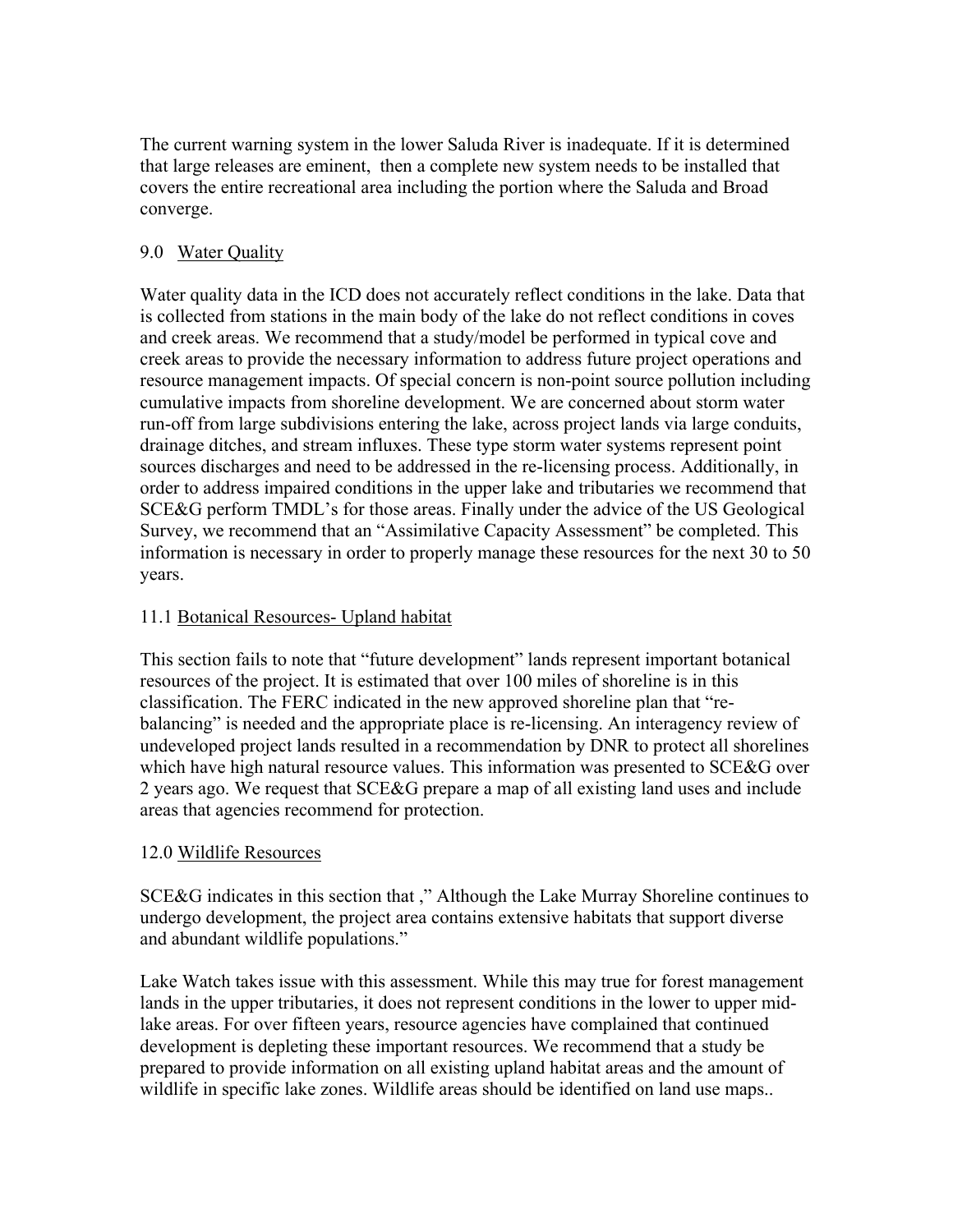The current warning system in the lower Saluda River is inadequate. If it is determined that large releases are eminent, then a complete new system needs to be installed that covers the entire recreational area including the portion where the Saluda and Broad converge.

## 9.0 <u>Water Quality</u>

Water quality data in the ICD does not accurately reflect conditions in the lake. Data that is collected from stations in the main body of the lake do not reflect conditions in coves and creek areas. We recommend that a study/model be performed in typical cove and creek areas to provide the necessary information to address future project operations and resource management impacts. Of special concern is non-point source pollution including cumulative impacts from shoreline development. We are concerned about storm water run-off from large subdivisions entering the lake, across project lands via large conduits, drainage ditches, and stream influxes. These type storm water systems represent point sources discharges and need to be addressed in the re-licensing process. Additionally, in order to address impaired conditions in the upper lake and tributaries we recommend that SCE&G perform TMDL's for those areas. Finally under the advice of the US Geological Survey, we recommend that an "Assimilative Capacity Assessment" be completed. This information is necessary in order to properly manage these resources for the next 30 to 50 years.

## 11.1 <u>Botanical Resources- Upland habitat</u>

This section fails to note that "future development" lands represent important botanical resources of the project. It is estimated that over 100 miles of shoreline is in this classification. The FERC indicated in the new approved shoreline plan that "re-balancing" is needed and the appropriate place is re-licensing. An interagency review of undeveloped project lands resulted in a recommendation by DNR to protect all shorelines which have high natural resource values. This information was presented to SCE&G over 2 years ago. We request that SCE&G prepare a map of all existing land uses and include areas that agencies recommend for protection.

## 12.0 <u>Wildlife Resources</u>

SCE&G indicates in this section that ," Although the Lake Murray Shoreline continues to undergo development, the project area contains extensive habitats that support diverse and abundant wildlife populations."

Lake Watch takes issue with this assessment. While this may true for forest management lands in the upper tributaries, it does not represent conditions in the lower to upper mid-lake areas. For over fifteen years, resource agencies have complained that continued development is depleting these important resources. We recommend that a study be prepared to provide information on all existing upland habitat areas and the amount of wildlife in specific lake zones. Wildlife areas should be identified on land use maps..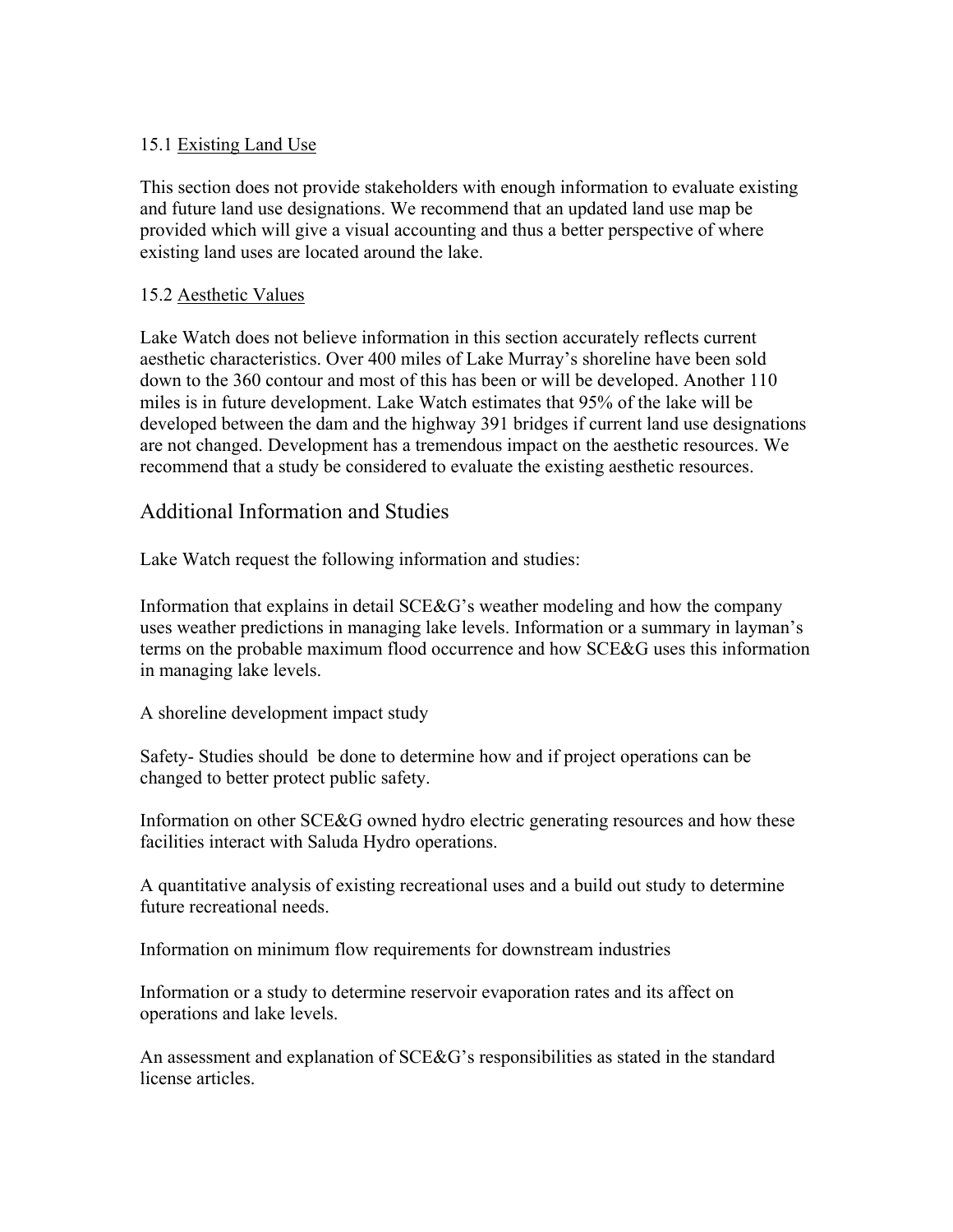### 15.1 Existing Land Use

This section does not provide stakeholders with enough information to evaluate existing and future land use designations. We recommend that an updated land use map be provided which will give a visual accounting and thus a better perspective of where existing land uses are located around the lake.

### 15.2 Aesthetic Values

Lake Watch does not believe information in this section accurately reflects current aesthetic characteristics. Over 400 miles of Lake Murray's shoreline have been sold down to the 360 contour and most of this has been or will be developed. Another 110 miles is in future development. Lake Watch estimates that 95% of the lake will be developed between the dam and the highway 391 bridges if current land use designations are not changed. Development has a tremendous impact on the aesthetic resources. We recommend that a study be considered to evaluate the existing aesthetic resources.

## Additional Information and Studies

Lake Watch request the following information and studies:

Information that explains in detail SCE&G's weather modeling and how the company uses weather predictions in managing lake levels. Information or a summary in layman's terms on the probable maximum flood occurrence and how SCE&G uses this information in managing lake levels.

A shoreline development impact study

Safety- Studies should be done to determine how and if project operations can be changed to better protect public safety.

Information on other SCE&G owned hydro electric generating resources and how these facilities interact with Saluda Hydro operations.

A quantitative analysis of existing recreational uses and a build out study to determine future recreational needs.

Information on minimum flow requirements for downstream industries

Information or a study to determine reservoir evaporation rates and its affect on operations and lake levels.

An assessment and explanation of SCE&G's responsibilities as stated in the standard license articles.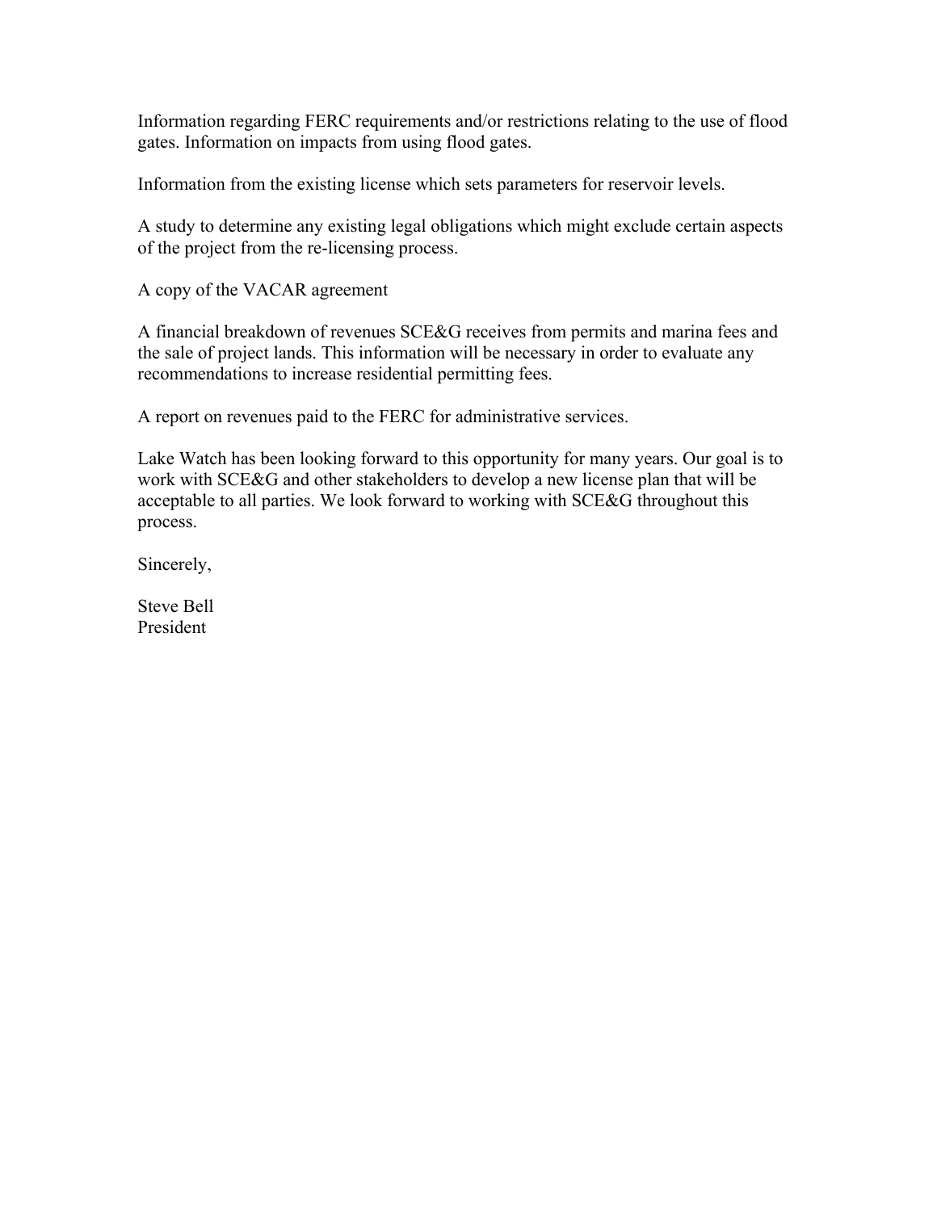Information regarding FERC requirements and/or restrictions relating to the use of flood gates. Information on impacts from using flood gates.

Information from the existing license which sets parameters for reservoir levels.

A study to determine any existing legal obligations which might exclude certain aspects of the project from the re-licensing process.

A copy of the VACAR agreement

A financial breakdown of revenues SCE&G receives from permits and marina fees and the sale of project lands. This information will be necessary in order to evaluate any recommendations to increase residential permitting fees.

A report on revenues paid to the FERC for administrative services.

Lake Watch has been looking forward to this opportunity for many years. Our goal is to work with SCE&G and other stakeholders to develop a new license plan that will be acceptable to all parties. We look forward to working with SCE&G throughout this process.

Sincerely,

Steve Bell  
President